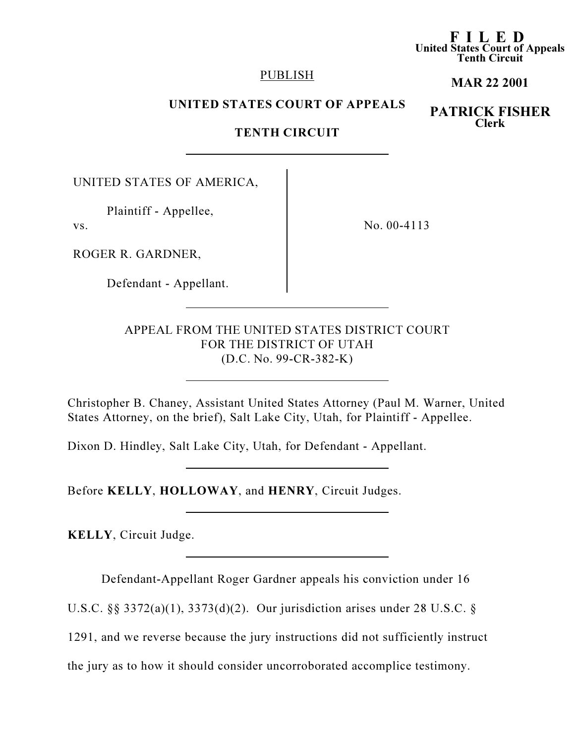**F I L E D**
**United States Court of Appeals**
**Tenth Circuit**

**MAR 22 2001**

**PATRICK FISHER**
**Clerk**

PUBLISH

**UNITED STATES COURT OF APPEALS**

**TENTH CIRCUIT**

---

UNITED STATES OF AMERICA,

Plaintiff - Appellee,

vs.

ROGER R. GARDNER,

Defendant - Appellant.

No. 00-4113

---

APPEAL FROM THE UNITED STATES DISTRICT COURT
FOR THE DISTRICT OF UTAH
(D.C. No. 99-CR-382-K)

---

Christopher B. Chaney, Assistant United States Attorney (Paul M. Warner, United States Attorney, on the brief), Salt Lake City, Utah, for Plaintiff - Appellee.

Dixon D. Hindley, Salt Lake City, Utah, for Defendant - Appellant.

---

Before **KELLY**, **HOLLOWAY**, and **HENRY**, Circuit Judges.

---

**KELLY**, Circuit Judge.

---

Defendant-Appellant Roger Gardner appeals his conviction under 16 U.S.C. §§ 3372(a)(1), 3373(d)(2). Our jurisdiction arises under 28 U.S.C. § 1291, and we reverse because the jury instructions did not sufficiently instruct the jury as to how it should consider uncorroborated accomplice testimony.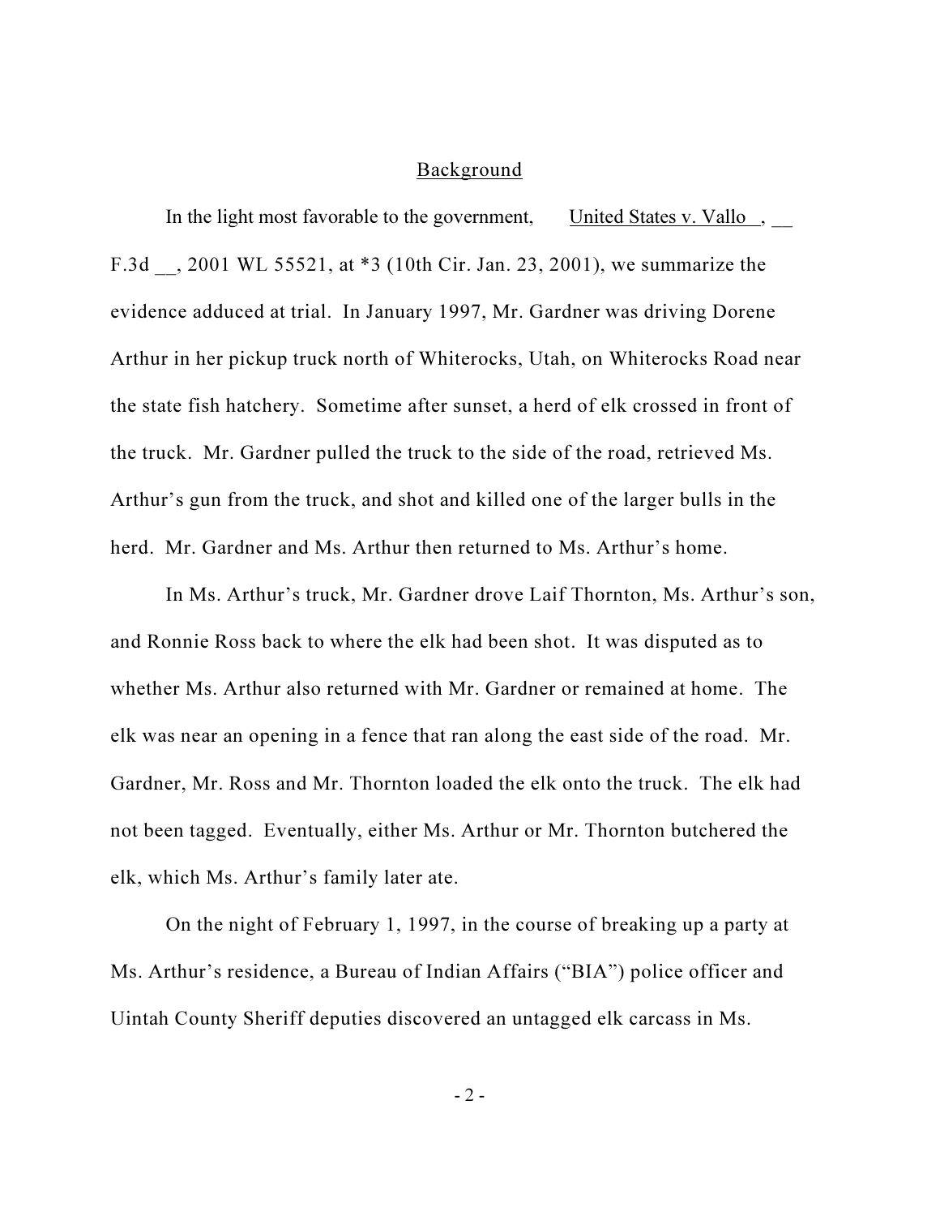## Background

In the light most favorable to the government, United States v. Vallo, __ F.3d __, 2001 WL 55521, at *3 (10th Cir. Jan. 23, 2001), we summarize the evidence adduced at trial. In January 1997, Mr. Gardner was driving Dorene Arthur in her pickup truck north of Whiterocks, Utah, on Whiterocks Road near the state fish hatchery. Sometime after sunset, a herd of elk crossed in front of the truck. Mr. Gardner pulled the truck to the side of the road, retrieved Ms. Arthur's gun from the truck, and shot and killed one of the larger bulls in the herd. Mr. Gardner and Ms. Arthur then returned to Ms. Arthur's home.

In Ms. Arthur's truck, Mr. Gardner drove Laif Thornton, Ms. Arthur's son, and Ronnie Ross back to where the elk had been shot. It was disputed as to whether Ms. Arthur also returned with Mr. Gardner or remained at home. The elk was near an opening in a fence that ran along the east side of the road. Mr. Gardner, Mr. Ross and Mr. Thornton loaded the elk onto the truck. The elk had not been tagged. Eventually, either Ms. Arthur or Mr. Thornton butchered the elk, which Ms. Arthur's family later ate.

On the night of February 1, 1997, in the course of breaking up a party at Ms. Arthur's residence, a Bureau of Indian Affairs ("BIA") police officer and Uintah County Sheriff deputies discovered an untagged elk carcass in Ms.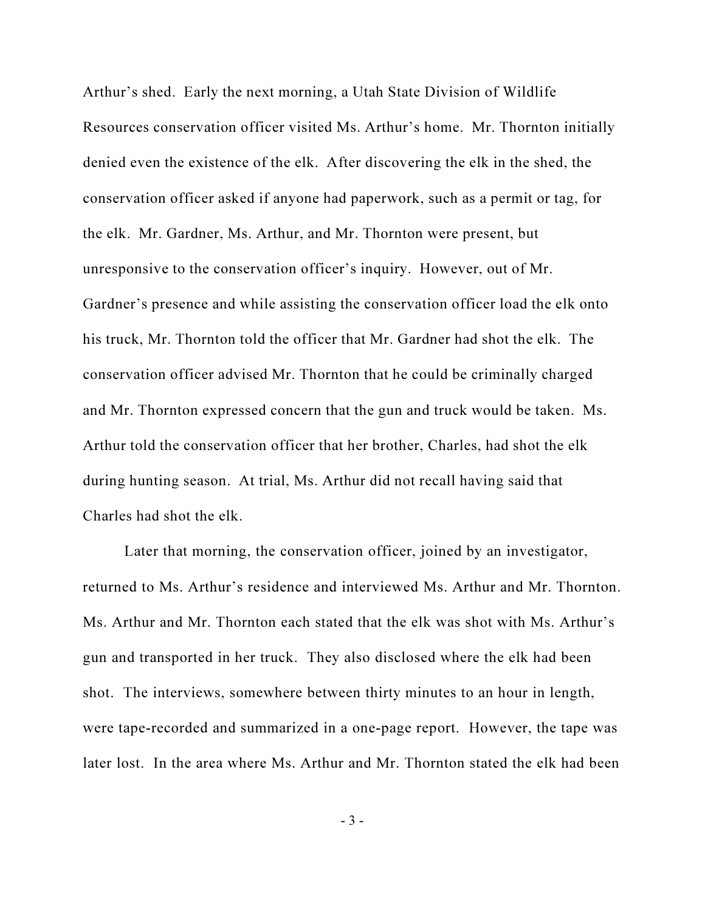Arthur's shed. Early the next morning, a Utah State Division of Wildlife Resources conservation officer visited Ms. Arthur's home. Mr. Thornton initially denied even the existence of the elk. After discovering the elk in the shed, the conservation officer asked if anyone had paperwork, such as a permit or tag, for the elk. Mr. Gardner, Ms. Arthur, and Mr. Thornton were present, but unresponsive to the conservation officer's inquiry. However, out of Mr. Gardner's presence and while assisting the conservation officer load the elk onto his truck, Mr. Thornton told the officer that Mr. Gardner had shot the elk. The conservation officer advised Mr. Thornton that he could be criminally charged and Mr. Thornton expressed concern that the gun and truck would be taken. Ms. Arthur told the conservation officer that her brother, Charles, had shot the elk during hunting season. At trial, Ms. Arthur did not recall having said that Charles had shot the elk.

Later that morning, the conservation officer, joined by an investigator, returned to Ms. Arthur's residence and interviewed Ms. Arthur and Mr. Thornton. Ms. Arthur and Mr. Thornton each stated that the elk was shot with Ms. Arthur's gun and transported in her truck. They also disclosed where the elk had been shot. The interviews, somewhere between thirty minutes to an hour in length, were tape-recorded and summarized in a one-page report. However, the tape was later lost. In the area where Ms. Arthur and Mr. Thornton stated the elk had been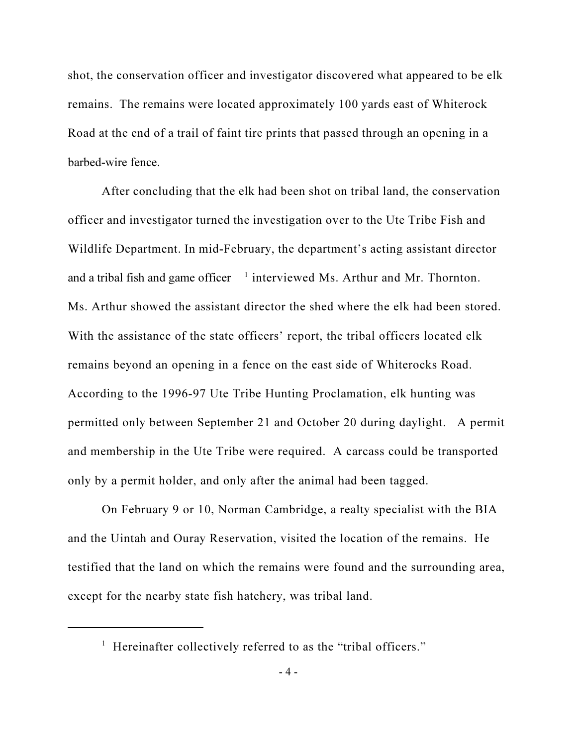shot, the conservation officer and investigator discovered what appeared to be elk remains. The remains were located approximately 100 yards east of Whiterock Road at the end of a trail of faint tire prints that passed through an opening in a barbed-wire fence.

After concluding that the elk had been shot on tribal land, the conservation officer and investigator turned the investigation over to the Ute Tribe Fish and Wildlife Department. In mid-February, the department's acting assistant director and a tribal fish and game officer [1] interviewed Ms. Arthur and Mr. Thornton. Ms. Arthur showed the assistant director the shed where the elk had been stored. With the assistance of the state officers' report, the tribal officers located elk remains beyond an opening in a fence on the east side of Whiterocks Road. According to the 1996-97 Ute Tribe Hunting Proclamation, elk hunting was permitted only between September 21 and October 20 during daylight. A permit and membership in the Ute Tribe were required. A carcass could be transported only by a permit holder, and only after the animal had been tagged.

On February 9 or 10, Norman Cambridge, a realty specialist with the BIA and the Uintah and Ouray Reservation, visited the location of the remains. He testified that the land on which the remains were found and the surrounding area, except for the nearby state fish hatchery, was tribal land.

---

[1] Hereinafter collectively referred to as the "tribal officers."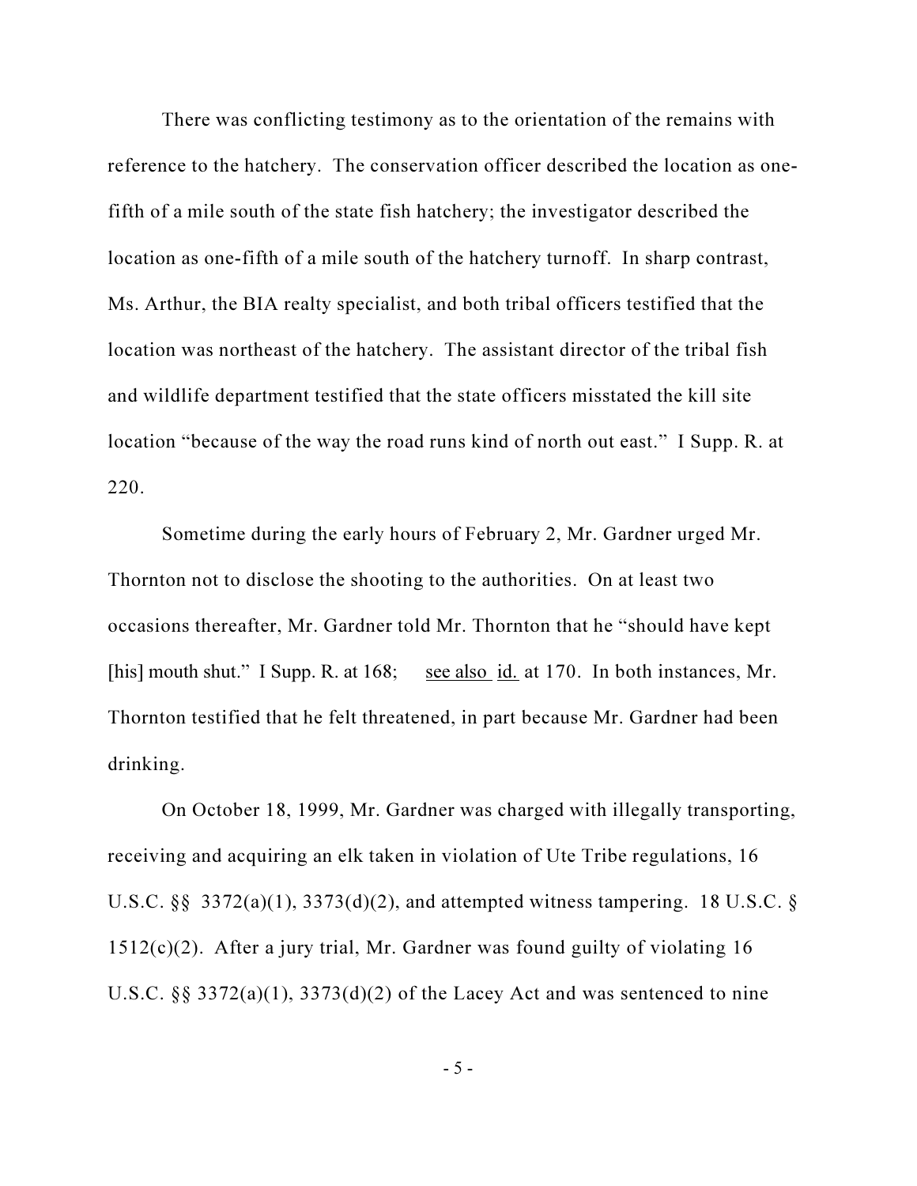There was conflicting testimony as to the orientation of the remains with reference to the hatchery. The conservation officer described the location as one-fifth of a mile south of the state fish hatchery; the investigator described the location as one-fifth of a mile south of the hatchery turnoff. In sharp contrast, Ms. Arthur, the BIA realty specialist, and both tribal officers testified that the location was northeast of the hatchery. The assistant director of the tribal fish and wildlife department testified that the state officers misstated the kill site location "because of the way the road runs kind of north out east." I Supp. R. at 220.

Sometime during the early hours of February 2, Mr. Gardner urged Mr. Thornton not to disclose the shooting to the authorities. On at least two occasions thereafter, Mr. Gardner told Mr. Thornton that he "should have kept [his] mouth shut." I Supp. R. at 168; see also id. at 170. In both instances, Mr. Thornton testified that he felt threatened, in part because Mr. Gardner had been drinking.

On October 18, 1999, Mr. Gardner was charged with illegally transporting, receiving and acquiring an elk taken in violation of Ute Tribe regulations, 16 U.S.C. §§ 3372(a)(1), 3373(d)(2), and attempted witness tampering. 18 U.S.C. § 1512(c)(2). After a jury trial, Mr. Gardner was found guilty of violating 16 U.S.C. §§ 3372(a)(1), 3373(d)(2) of the Lacey Act and was sentenced to nine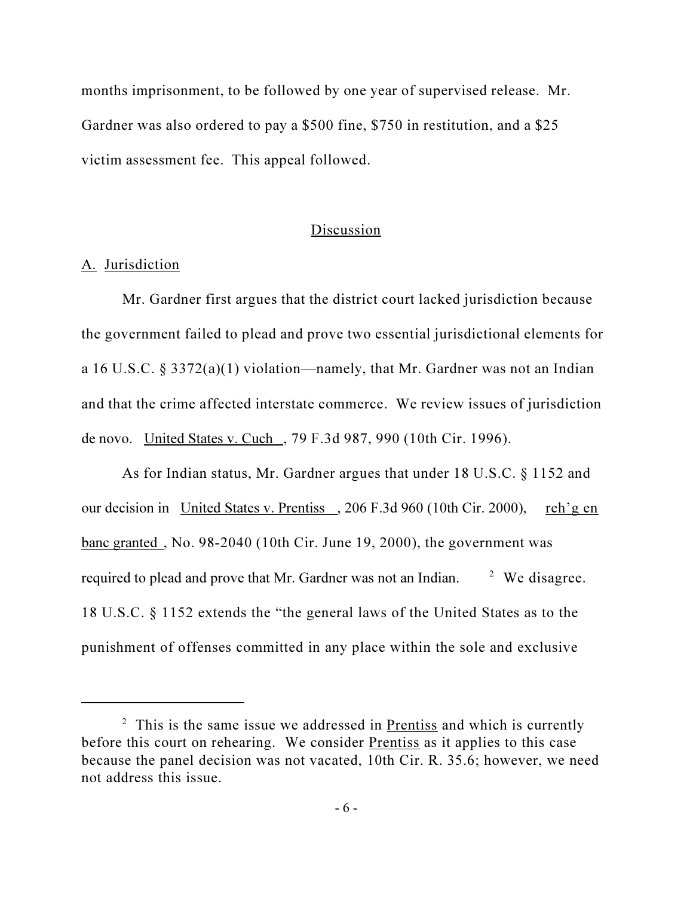months imprisonment, to be followed by one year of supervised release. Mr. Gardner was also ordered to pay a $500 fine, $750 in restitution, and a $25 victim assessment fee. This appeal followed.

## Discussion

### A. Jurisdiction

Mr. Gardner first argues that the district court lacked jurisdiction because the government failed to plead and prove two essential jurisdictional elements for a 16 U.S.C. § 3372(a)(1) violation—namely, that Mr. Gardner was not an Indian and that the crime affected interstate commerce. We review issues of jurisdiction de novo. United States v. Cuch, 79 F.3d 987, 990 (10th Cir. 1996).

As for Indian status, Mr. Gardner argues that under 18 U.S.C. § 1152 and our decision in United States v. Prentiss, 206 F.3d 960 (10th Cir. 2000), reh'g en banc granted, No. 98-2040 (10th Cir. June 19, 2000), the government was required to plead and prove that Mr. Gardner was not an Indian. [2] We disagree. 18 U.S.C. § 1152 extends the "the general laws of the United States as to the punishment of offenses committed in any place within the sole and exclusive

---

[2] This is the same issue we addressed in Prentiss and which is currently before this court on rehearing. We consider Prentiss as it applies to this case because the panel decision was not vacated, 10th Cir. R. 35.6; however, we need not address this issue.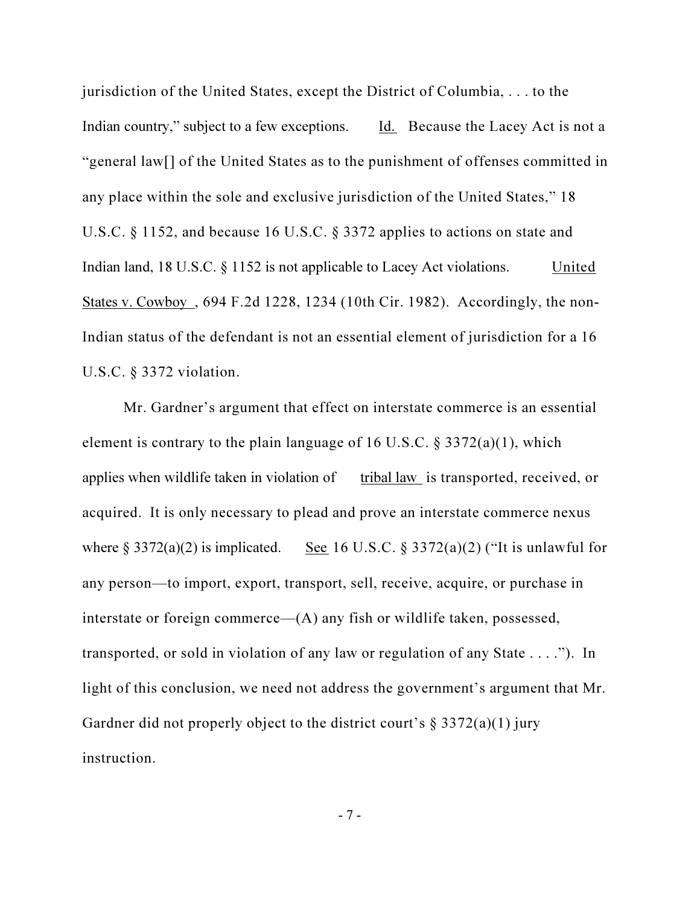jurisdiction of the United States, except the District of Columbia, . . . to the Indian country," subject to a few exceptions. Id. Because the Lacey Act is not a "general law[] of the United States as to the punishment of offenses committed in any place within the sole and exclusive jurisdiction of the United States," 18 U.S.C. § 1152, and because 16 U.S.C. § 3372 applies to actions on state and Indian land, 18 U.S.C. § 1152 is not applicable to Lacey Act violations. United States v. Cowboy, 694 F.2d 1228, 1234 (10th Cir. 1982). Accordingly, the non-Indian status of the defendant is not an essential element of jurisdiction for a 16 U.S.C. § 3372 violation.

Mr. Gardner's argument that effect on interstate commerce is an essential element is contrary to the plain language of 16 U.S.C. § 3372(a)(1), which applies when wildlife taken in violation of tribal law is transported, received, or acquired. It is only necessary to plead and prove an interstate commerce nexus where § 3372(a)(2) is implicated. See 16 U.S.C. § 3372(a)(2) ("It is unlawful for any person—to import, export, transport, sell, receive, acquire, or purchase in interstate or foreign commerce—(A) any fish or wildlife taken, possessed, transported, or sold in violation of any law or regulation of any State . . . ."). In light of this conclusion, we need not address the government's argument that Mr. Gardner did not properly object to the district court's § 3372(a)(1) jury instruction.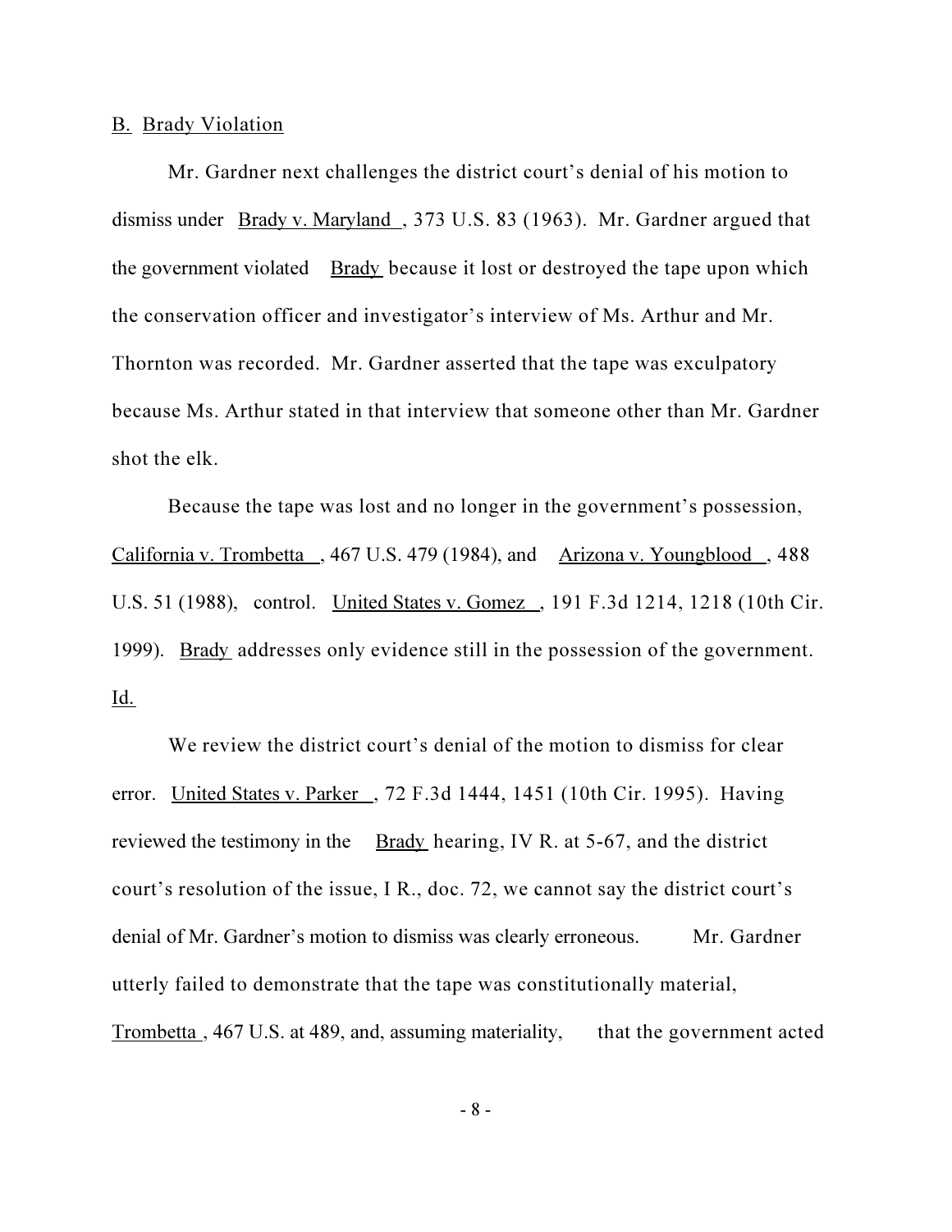B. <u>Brady Violation</u>

Mr. Gardner next challenges the district court's denial of his motion to dismiss under <u>Brady v. Maryland</u>, 373 U.S. 83 (1963). Mr. Gardner argued that the government violated <u>Brady</u> because it lost or destroyed the tape upon which the conservation officer and investigator's interview of Ms. Arthur and Mr. Thornton was recorded. Mr. Gardner asserted that the tape was exculpatory because Ms. Arthur stated in that interview that someone other than Mr. Gardner shot the elk.

Because the tape was lost and no longer in the government's possession, <u>California v. Trombetta</u>, 467 U.S. 479 (1984), and <u>Arizona v. Youngblood</u>, 488 U.S. 51 (1988), control. <u>United States v. Gomez</u>, 191 F.3d 1214, 1218 (10th Cir. 1999). <u>Brady</u> addresses only evidence still in the possession of the government. <u>Id.</u>

We review the district court's denial of the motion to dismiss for clear error. <u>United States v. Parker</u>, 72 F.3d 1444, 1451 (10th Cir. 1995). Having reviewed the testimony in the <u>Brady</u> hearing, IV R. at 5-67, and the district court's resolution of the issue, I R., doc. 72, we cannot say the district court's denial of Mr. Gardner's motion to dismiss was clearly erroneous. Mr. Gardner utterly failed to demonstrate that the tape was constitutionally material, <u>Trombetta</u>, 467 U.S. at 489, and, assuming materiality, that the government acted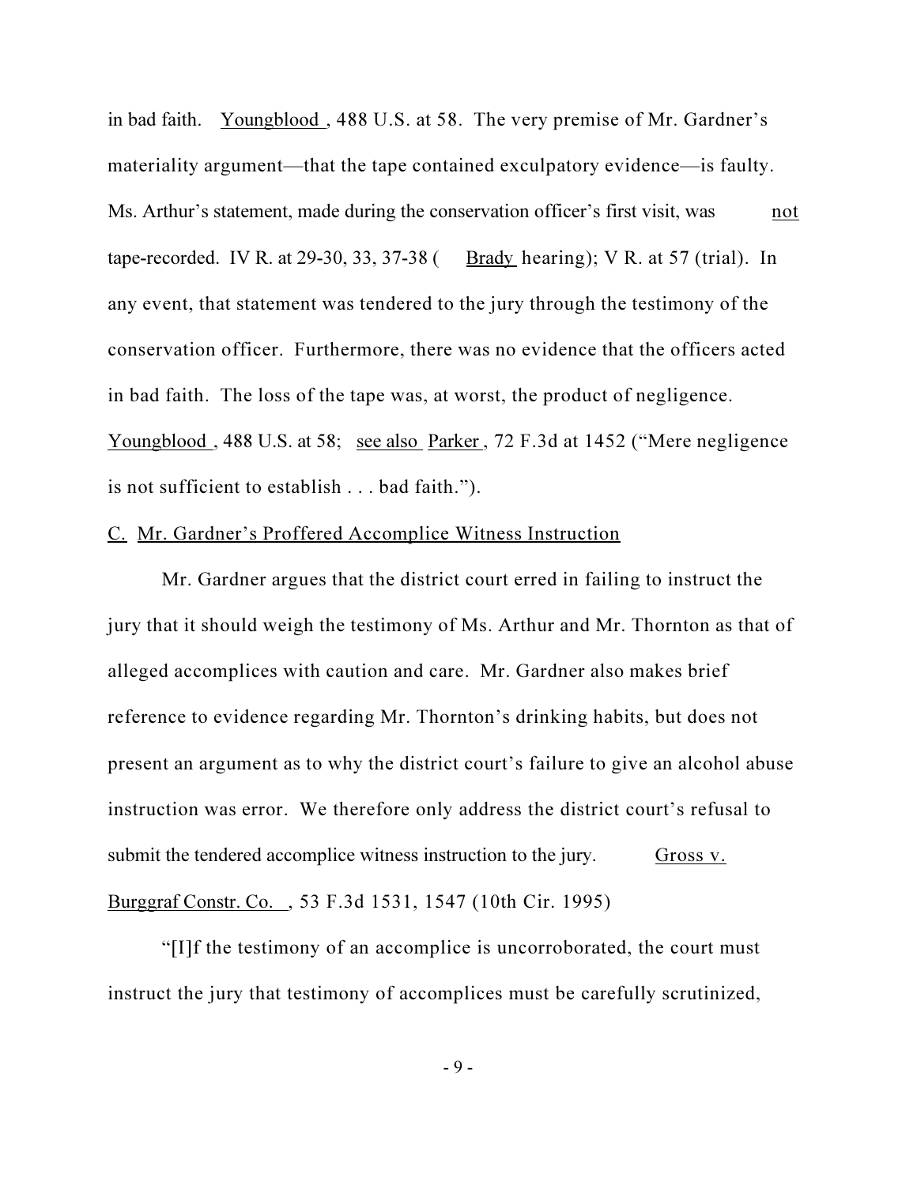in bad faith. Youngblood, 488 U.S. at 58. The very premise of Mr. Gardner's materiality argument—that the tape contained exculpatory evidence—is faulty. Ms. Arthur's statement, made during the conservation officer's first visit, was not tape-recorded. IV R. at 29-30, 33, 37-38 (Brady hearing); V R. at 57 (trial). In any event, that statement was tendered to the jury through the testimony of the conservation officer. Furthermore, there was no evidence that the officers acted in bad faith. The loss of the tape was, at worst, the product of negligence. Youngblood, 488 U.S. at 58; see also Parker, 72 F.3d at 1452 ("Mere negligence is not sufficient to establish . . . bad faith.").

C. Mr. Gardner's Proffered Accomplice Witness Instruction

Mr. Gardner argues that the district court erred in failing to instruct the jury that it should weigh the testimony of Ms. Arthur and Mr. Thornton as that of alleged accomplices with caution and care. Mr. Gardner also makes brief reference to evidence regarding Mr. Thornton's drinking habits, but does not present an argument as to why the district court's failure to give an alcohol abuse instruction was error. We therefore only address the district court's refusal to submit the tendered accomplice witness instruction to the jury. Gross v. Burggraf Constr. Co., 53 F.3d 1531, 1547 (10th Cir. 1995)

"[I]f the testimony of an accomplice is uncorroborated, the court must instruct the jury that testimony of accomplices must be carefully scrutinized,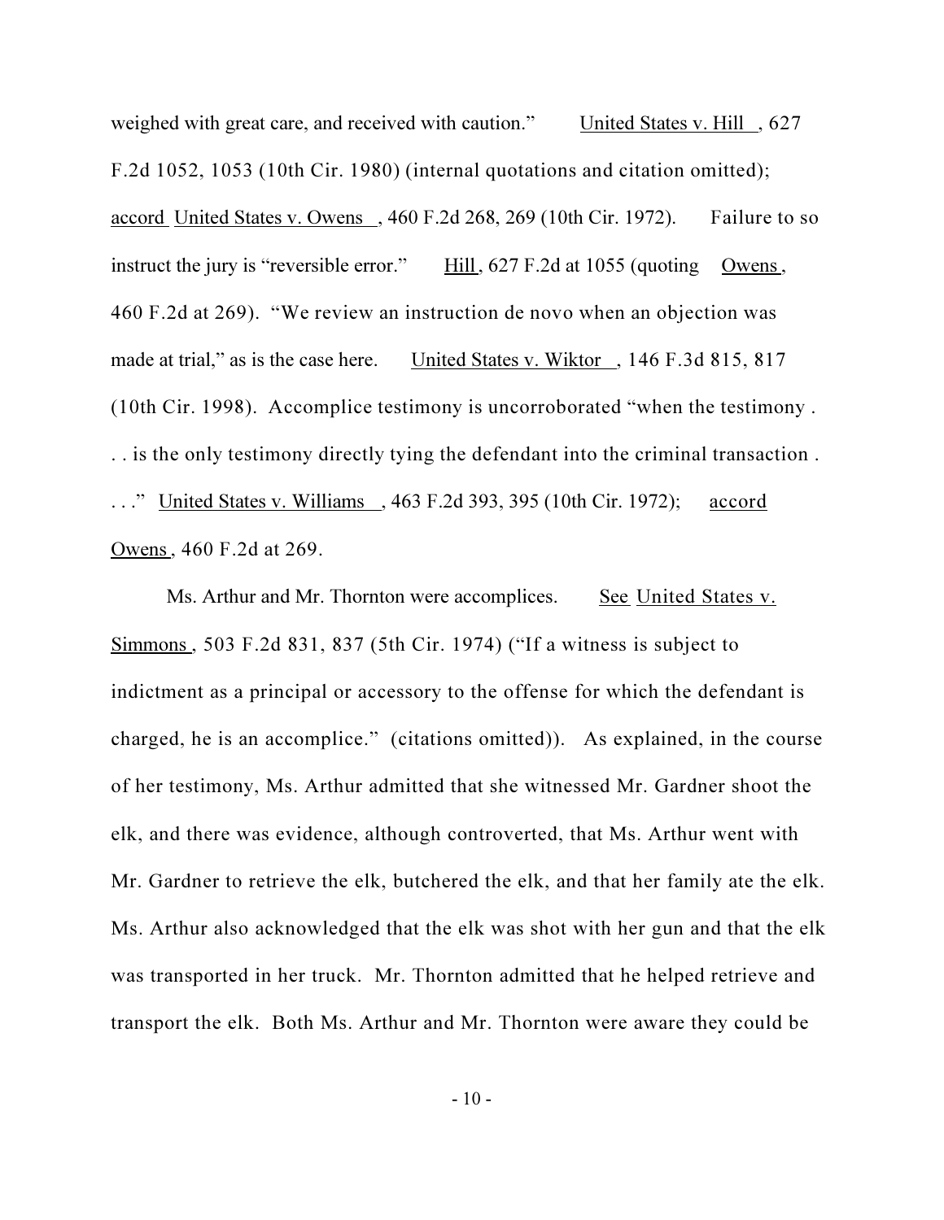weighed with great care, and received with caution." United States v. Hill, 627 F.2d 1052, 1053 (10th Cir. 1980) (internal quotations and citation omitted); accord United States v. Owens, 460 F.2d 268, 269 (10th Cir. 1972). Failure to so instruct the jury is "reversible error." Hill, 627 F.2d at 1055 (quoting Owens, 460 F.2d at 269). "We review an instruction de novo when an objection was made at trial," as is the case here. United States v. Wiktor, 146 F.3d 815, 817 (10th Cir. 1998). Accomplice testimony is uncorroborated "when the testimony . . . is the only testimony directly tying the defendant into the criminal transaction . . . ." United States v. Williams, 463 F.2d 393, 395 (10th Cir. 1972); accord Owens, 460 F.2d at 269.

Ms. Arthur and Mr. Thornton were accomplices. See United States v. Simmons, 503 F.2d 831, 837 (5th Cir. 1974) ("If a witness is subject to indictment as a principal or accessory to the offense for which the defendant is charged, he is an accomplice." (citations omitted)). As explained, in the course of her testimony, Ms. Arthur admitted that she witnessed Mr. Gardner shoot the elk, and there was evidence, although controverted, that Ms. Arthur went with Mr. Gardner to retrieve the elk, butchered the elk, and that her family ate the elk. Ms. Arthur also acknowledged that the elk was shot with her gun and that the elk was transported in her truck. Mr. Thornton admitted that he helped retrieve and transport the elk. Both Ms. Arthur and Mr. Thornton were aware they could be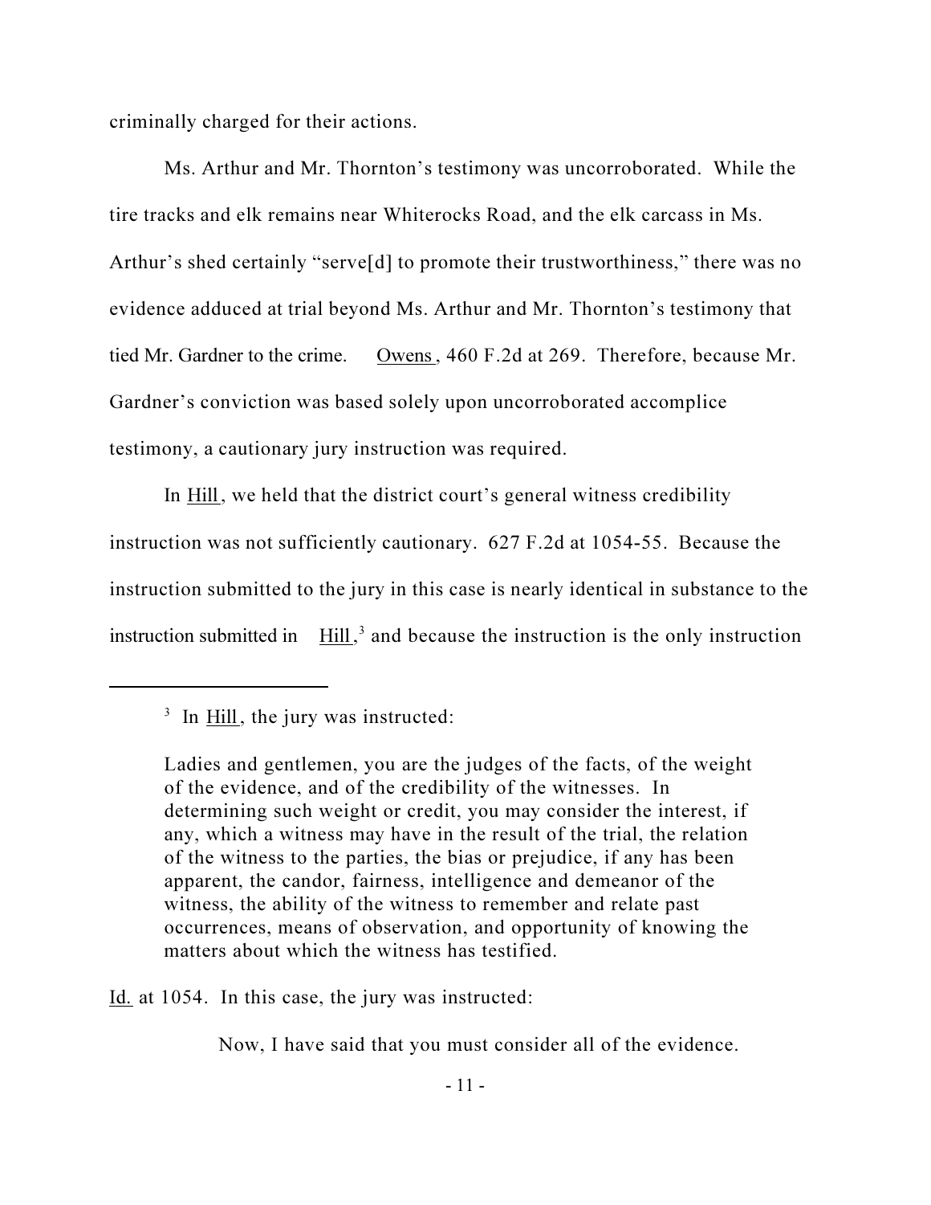criminally charged for their actions.

Ms. Arthur and Mr. Thornton's testimony was uncorroborated. While the tire tracks and elk remains near Whiterocks Road, and the elk carcass in Ms. Arthur's shed certainly "serve[d] to promote their trustworthiness," there was no evidence adduced at trial beyond Ms. Arthur and Mr. Thornton's testimony that tied Mr. Gardner to the crime. Owens, 460 F.2d at 269. Therefore, because Mr. Gardner's conviction was based solely upon uncorroborated accomplice testimony, a cautionary jury instruction was required.

In Hill, we held that the district court's general witness credibility instruction was not sufficiently cautionary. 627 F.2d at 1054-55. Because the instruction submitted to the jury in this case is nearly identical in substance to the instruction submitted in Hill,[3] and because the instruction is the only instruction

---

[3] In Hill, the jury was instructed:

> Ladies and gentlemen, you are the judges of the facts, of the weight of the evidence, and of the credibility of the witnesses. In determining such weight or credit, you may consider the interest, if any, which a witness may have in the result of the trial, the relation of the witness to the parties, the bias or prejudice, if any has been apparent, the candor, fairness, intelligence and demeanor of the witness, the ability of the witness to remember and relate past occurrences, means of observation, and opportunity of knowing the matters about which the witness has testified.

Id. at 1054. In this case, the jury was instructed:

> Now, I have said that you must consider all of the evidence.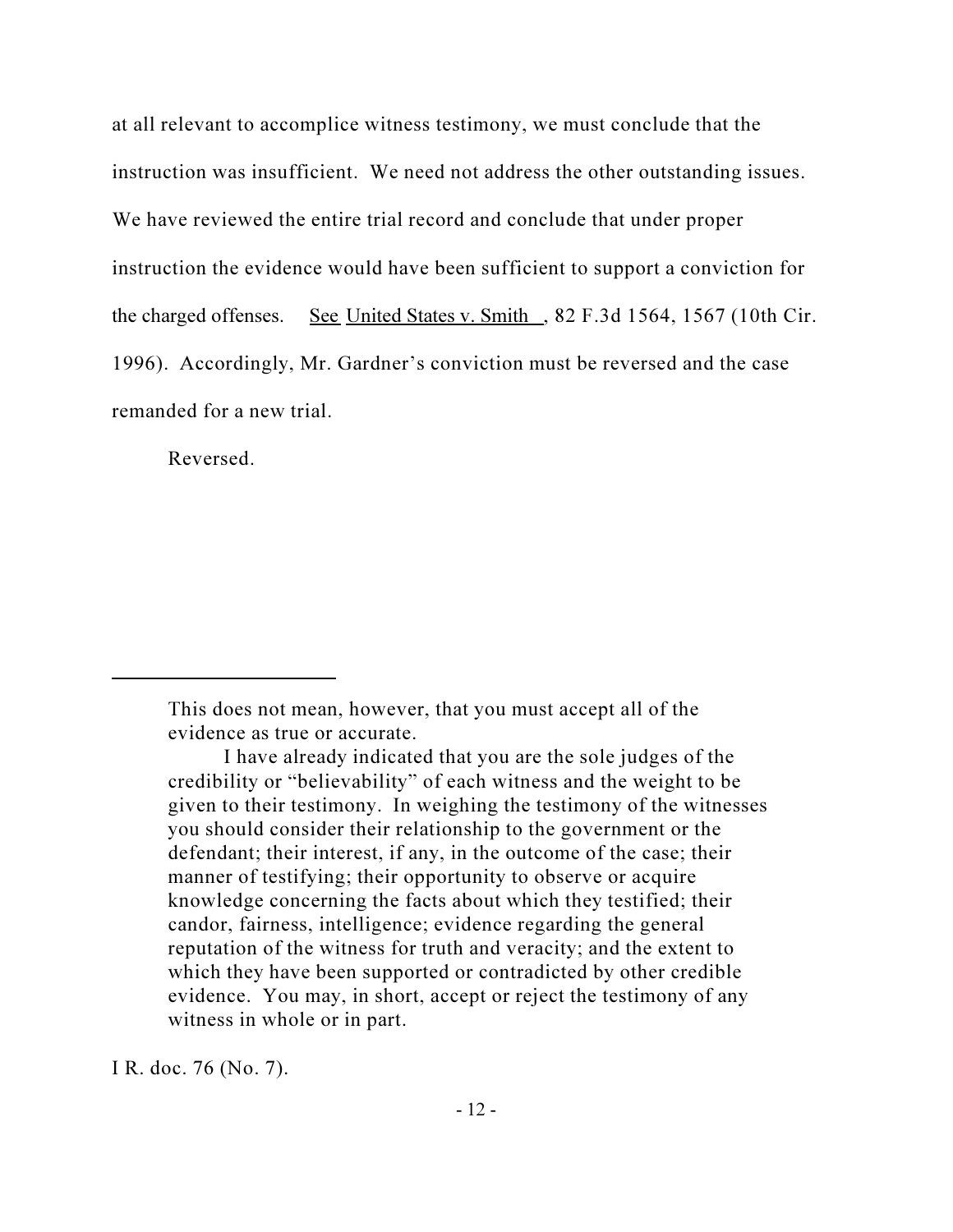at all relevant to accomplice witness testimony, we must conclude that the instruction was insufficient. We need not address the other outstanding issues. We have reviewed the entire trial record and conclude that under proper instruction the evidence would have been sufficient to support a conviction for the charged offenses. See United States v. Smith, 82 F.3d 1564, 1567 (10th Cir. 1996). Accordingly, Mr. Gardner's conviction must be reversed and the case remanded for a new trial.

Reversed.

---

> This does not mean, however, that you must accept all of the evidence as true or accurate.
>
> I have already indicated that you are the sole judges of the credibility or "believability" of each witness and the weight to be given to their testimony. In weighing the testimony of the witnesses you should consider their relationship to the government or the defendant; their interest, if any, in the outcome of the case; their manner of testifying; their opportunity to observe or acquire knowledge concerning the facts about which they testified; their candor, fairness, intelligence; evidence regarding the general reputation of the witness for truth and veracity; and the extent to which they have been supported or contradicted by other credible evidence. You may, in short, accept or reject the testimony of any witness in whole or in part.

I R. doc. 76 (No. 7).